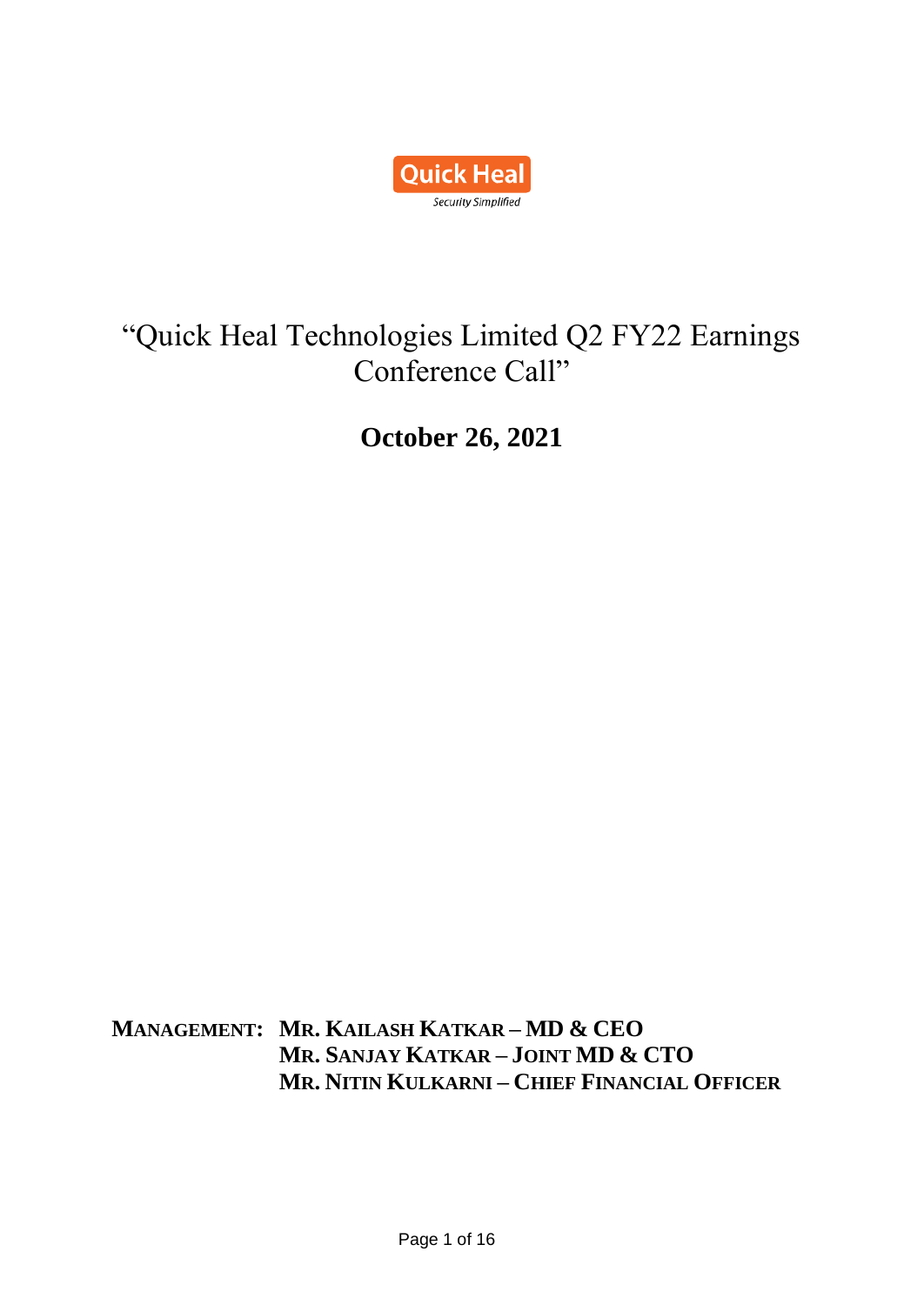Quick Heal

Security Simplified

# "Quick Heal Technologies Limited Q2 FY22 Earnings Conference Call"

## October 26, 2021

**MANAGEMENT: MR. KAILASH KATKAR – MD & CEO**
**MR. SANJAY KATKAR – JOINT MD & CTO**
**MR. NITIN KULKARNI – CHIEF FINANCIAL OFFICER**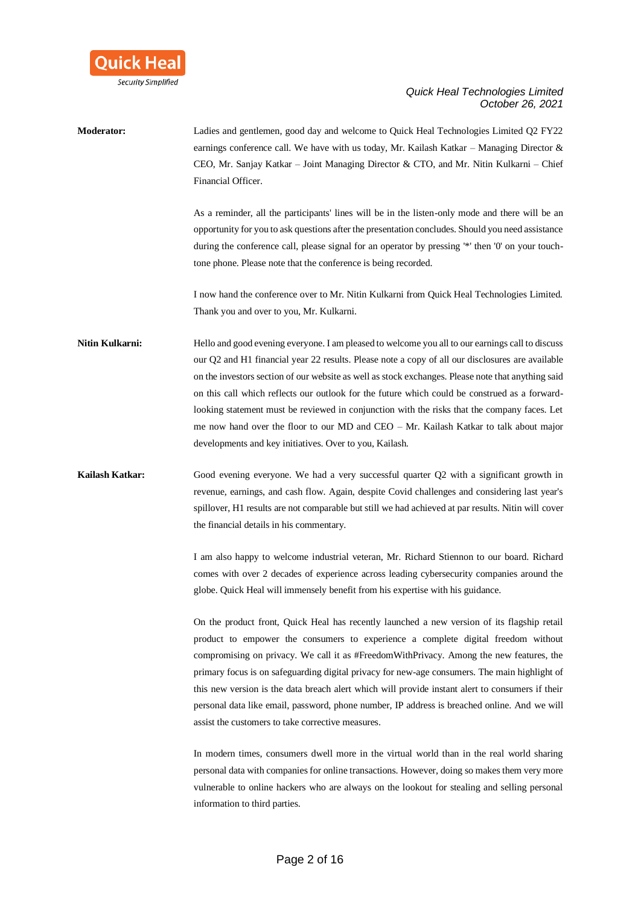**Moderator:** Ladies and gentlemen, good day and welcome to Quick Heal Technologies Limited Q2 FY22 earnings conference call. We have with us today, Mr. Kailash Katkar – Managing Director & CEO, Mr. Sanjay Katkar – Joint Managing Director & CTO, and Mr. Nitin Kulkarni – Chief Financial Officer.

As a reminder, all the participants' lines will be in the listen-only mode and there will be an opportunity for you to ask questions after the presentation concludes. Should you need assistance during the conference call, please signal for an operator by pressing '*' then '0' on your touch-tone phone. Please note that the conference is being recorded.

I now hand the conference over to Mr. Nitin Kulkarni from Quick Heal Technologies Limited. Thank you and over to you, Mr. Kulkarni.

**Nitin Kulkarni:** Hello and good evening everyone. I am pleased to welcome you all to our earnings call to discuss our Q2 and H1 financial year 22 results. Please note a copy of all our disclosures are available on the investors section of our website as well as stock exchanges. Please note that anything said on this call which reflects our outlook for the future which could be construed as a forward-looking statement must be reviewed in conjunction with the risks that the company faces. Let me now hand over the floor to our MD and CEO – Mr. Kailash Katkar to talk about major developments and key initiatives. Over to you, Kailash.

**Kailash Katkar:** Good evening everyone. We had a very successful quarter Q2 with a significant growth in revenue, earnings, and cash flow. Again, despite Covid challenges and considering last year's spillover, H1 results are not comparable but still we had achieved at par results. Nitin will cover the financial details in his commentary.

I am also happy to welcome industrial veteran, Mr. Richard Stiennon to our board. Richard comes with over 2 decades of experience across leading cybersecurity companies around the globe. Quick Heal will immensely benefit from his expertise with his guidance.

On the product front, Quick Heal has recently launched a new version of its flagship retail product to empower the consumers to experience a complete digital freedom without compromising on privacy. We call it as #FreedomWithPrivacy. Among the new features, the primary focus is on safeguarding digital privacy for new-age consumers. The main highlight of this new version is the data breach alert which will provide instant alert to consumers if their personal data like email, password, phone number, IP address is breached online. And we will assist the customers to take corrective measures.

In modern times, consumers dwell more in the virtual world than in the real world sharing personal data with companies for online transactions. However, doing so makes them very more vulnerable to online hackers who are always on the lookout for stealing and selling personal information to third parties.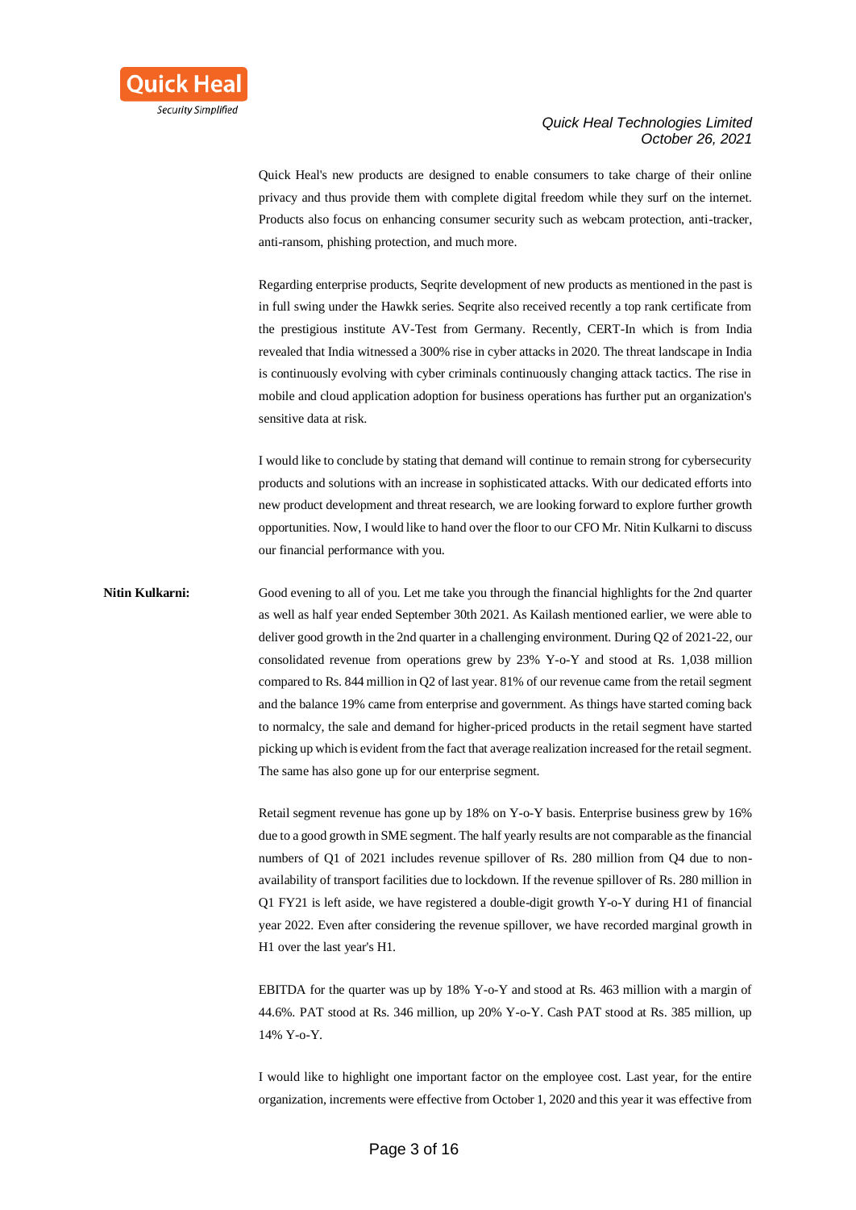Quick Heal's new products are designed to enable consumers to take charge of their online privacy and thus provide them with complete digital freedom while they surf on the internet. Products also focus on enhancing consumer security such as webcam protection, anti-tracker, anti-ransom, phishing protection, and much more.

Regarding enterprise products, Seqrite development of new products as mentioned in the past is in full swing under the Hawkk series. Seqrite also received recently a top rank certificate from the prestigious institute AV-Test from Germany. Recently, CERT-In which is from India revealed that India witnessed a 300% rise in cyber attacks in 2020. The threat landscape in India is continuously evolving with cyber criminals continuously changing attack tactics. The rise in mobile and cloud application adoption for business operations has further put an organization's sensitive data at risk.

I would like to conclude by stating that demand will continue to remain strong for cybersecurity products and solutions with an increase in sophisticated attacks. With our dedicated efforts into new product development and threat research, we are looking forward to explore further growth opportunities. Now, I would like to hand over the floor to our CFO Mr. Nitin Kulkarni to discuss our financial performance with you.

**Nitin Kulkarni:** Good evening to all of you. Let me take you through the financial highlights for the 2nd quarter as well as half year ended September 30th 2021. As Kailash mentioned earlier, we were able to deliver good growth in the 2nd quarter in a challenging environment. During Q2 of 2021-22, our consolidated revenue from operations grew by 23% Y-o-Y and stood at Rs. 1,038 million compared to Rs. 844 million in Q2 of last year. 81% of our revenue came from the retail segment and the balance 19% came from enterprise and government. As things have started coming back to normalcy, the sale and demand for higher-priced products in the retail segment have started picking up which is evident from the fact that average realization increased for the retail segment. The same has also gone up for our enterprise segment.

Retail segment revenue has gone up by 18% on Y-o-Y basis. Enterprise business grew by 16% due to a good growth in SME segment. The half yearly results are not comparable as the financial numbers of Q1 of 2021 includes revenue spillover of Rs. 280 million from Q4 due to non-availability of transport facilities due to lockdown. If the revenue spillover of Rs. 280 million in Q1 FY21 is left aside, we have registered a double-digit growth Y-o-Y during H1 of financial year 2022. Even after considering the revenue spillover, we have recorded marginal growth in H1 over the last year's H1.

EBITDA for the quarter was up by 18% Y-o-Y and stood at Rs. 463 million with a margin of 44.6%. PAT stood at Rs. 346 million, up 20% Y-o-Y. Cash PAT stood at Rs. 385 million, up 14% Y-o-Y.

I would like to highlight one important factor on the employee cost. Last year, for the entire organization, increments were effective from October 1, 2020 and this year it was effective from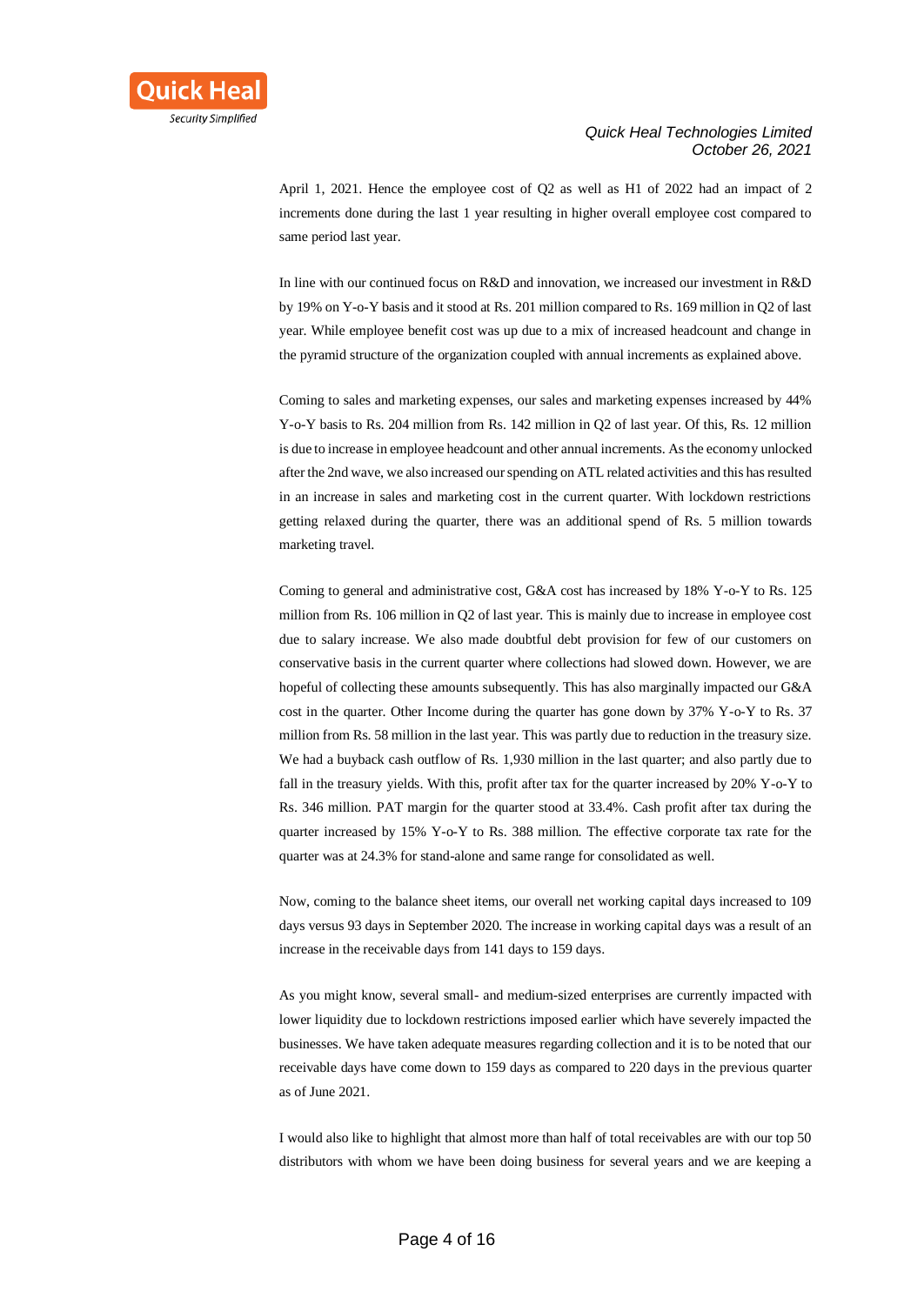April 1, 2021. Hence the employee cost of Q2 as well as H1 of 2022 had an impact of 2 increments done during the last 1 year resulting in higher overall employee cost compared to same period last year.

In line with our continued focus on R&D and innovation, we increased our investment in R&D by 19% on Y-o-Y basis and it stood at Rs. 201 million compared to Rs. 169 million in Q2 of last year. While employee benefit cost was up due to a mix of increased headcount and change in the pyramid structure of the organization coupled with annual increments as explained above.

Coming to sales and marketing expenses, our sales and marketing expenses increased by 44% Y-o-Y basis to Rs. 204 million from Rs. 142 million in Q2 of last year. Of this, Rs. 12 million is due to increase in employee headcount and other annual increments. As the economy unlocked after the 2nd wave, we also increased our spending on ATL related activities and this has resulted in an increase in sales and marketing cost in the current quarter. With lockdown restrictions getting relaxed during the quarter, there was an additional spend of Rs. 5 million towards marketing travel.

Coming to general and administrative cost, G&A cost has increased by 18% Y-o-Y to Rs. 125 million from Rs. 106 million in Q2 of last year. This is mainly due to increase in employee cost due to salary increase. We also made doubtful debt provision for few of our customers on conservative basis in the current quarter where collections had slowed down. However, we are hopeful of collecting these amounts subsequently. This has also marginally impacted our G&A cost in the quarter. Other Income during the quarter has gone down by 37% Y-o-Y to Rs. 37 million from Rs. 58 million in the last year. This was partly due to reduction in the treasury size. We had a buyback cash outflow of Rs. 1,930 million in the last quarter; and also partly due to fall in the treasury yields. With this, profit after tax for the quarter increased by 20% Y-o-Y to Rs. 346 million. PAT margin for the quarter stood at 33.4%. Cash profit after tax during the quarter increased by 15% Y-o-Y to Rs. 388 million. The effective corporate tax rate for the quarter was at 24.3% for stand-alone and same range for consolidated as well.

Now, coming to the balance sheet items, our overall net working capital days increased to 109 days versus 93 days in September 2020. The increase in working capital days was a result of an increase in the receivable days from 141 days to 159 days.

As you might know, several small- and medium-sized enterprises are currently impacted with lower liquidity due to lockdown restrictions imposed earlier which have severely impacted the businesses. We have taken adequate measures regarding collection and it is to be noted that our receivable days have come down to 159 days as compared to 220 days in the previous quarter as of June 2021.

I would also like to highlight that almost more than half of total receivables are with our top 50 distributors with whom we have been doing business for several years and we are keeping a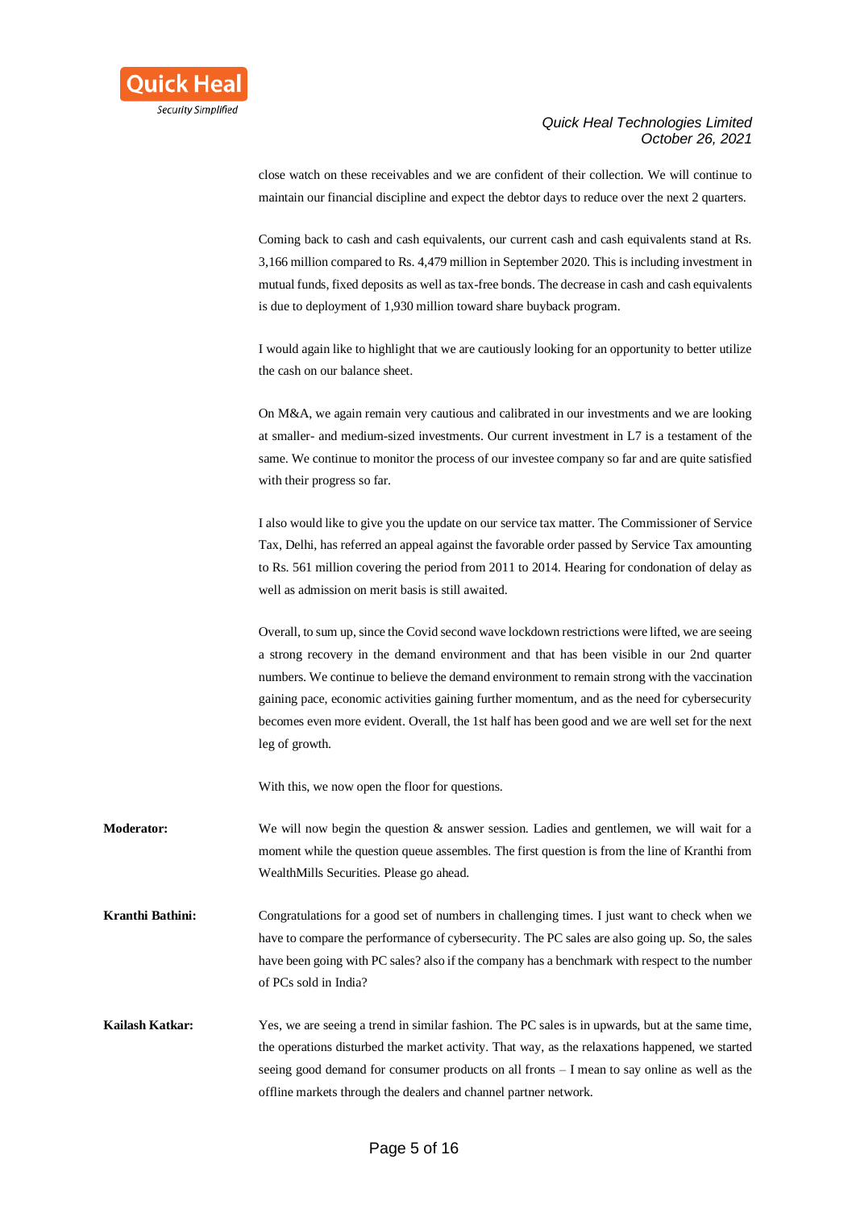close watch on these receivables and we are confident of their collection. We will continue to maintain our financial discipline and expect the debtor days to reduce over the next 2 quarters.

Coming back to cash and cash equivalents, our current cash and cash equivalents stand at Rs. 3,166 million compared to Rs. 4,479 million in September 2020. This is including investment in mutual funds, fixed deposits as well as tax-free bonds. The decrease in cash and cash equivalents is due to deployment of 1,930 million toward share buyback program.

I would again like to highlight that we are cautiously looking for an opportunity to better utilize the cash on our balance sheet.

On M&A, we again remain very cautious and calibrated in our investments and we are looking at smaller- and medium-sized investments. Our current investment in L7 is a testament of the same. We continue to monitor the process of our investee company so far and are quite satisfied with their progress so far.

I also would like to give you the update on our service tax matter. The Commissioner of Service Tax, Delhi, has referred an appeal against the favorable order passed by Service Tax amounting to Rs. 561 million covering the period from 2011 to 2014. Hearing for condonation of delay as well as admission on merit basis is still awaited.

Overall, to sum up, since the Covid second wave lockdown restrictions were lifted, we are seeing a strong recovery in the demand environment and that has been visible in our 2nd quarter numbers. We continue to believe the demand environment to remain strong with the vaccination gaining pace, economic activities gaining further momentum, and as the need for cybersecurity becomes even more evident. Overall, the 1st half has been good and we are well set for the next leg of growth.

With this, we now open the floor for questions.

**Moderator:** We will now begin the question & answer session. Ladies and gentlemen, we will wait for a moment while the question queue assembles. The first question is from the line of Kranthi from WealthMills Securities. Please go ahead.

**Kranthi Bathini:** Congratulations for a good set of numbers in challenging times. I just want to check when we have to compare the performance of cybersecurity. The PC sales are also going up. So, the sales have been going with PC sales? also if the company has a benchmark with respect to the number of PCs sold in India?

**Kailash Katkar:** Yes, we are seeing a trend in similar fashion. The PC sales is in upwards, but at the same time, the operations disturbed the market activity. That way, as the relaxations happened, we started seeing good demand for consumer products on all fronts – I mean to say online as well as the offline markets through the dealers and channel partner network.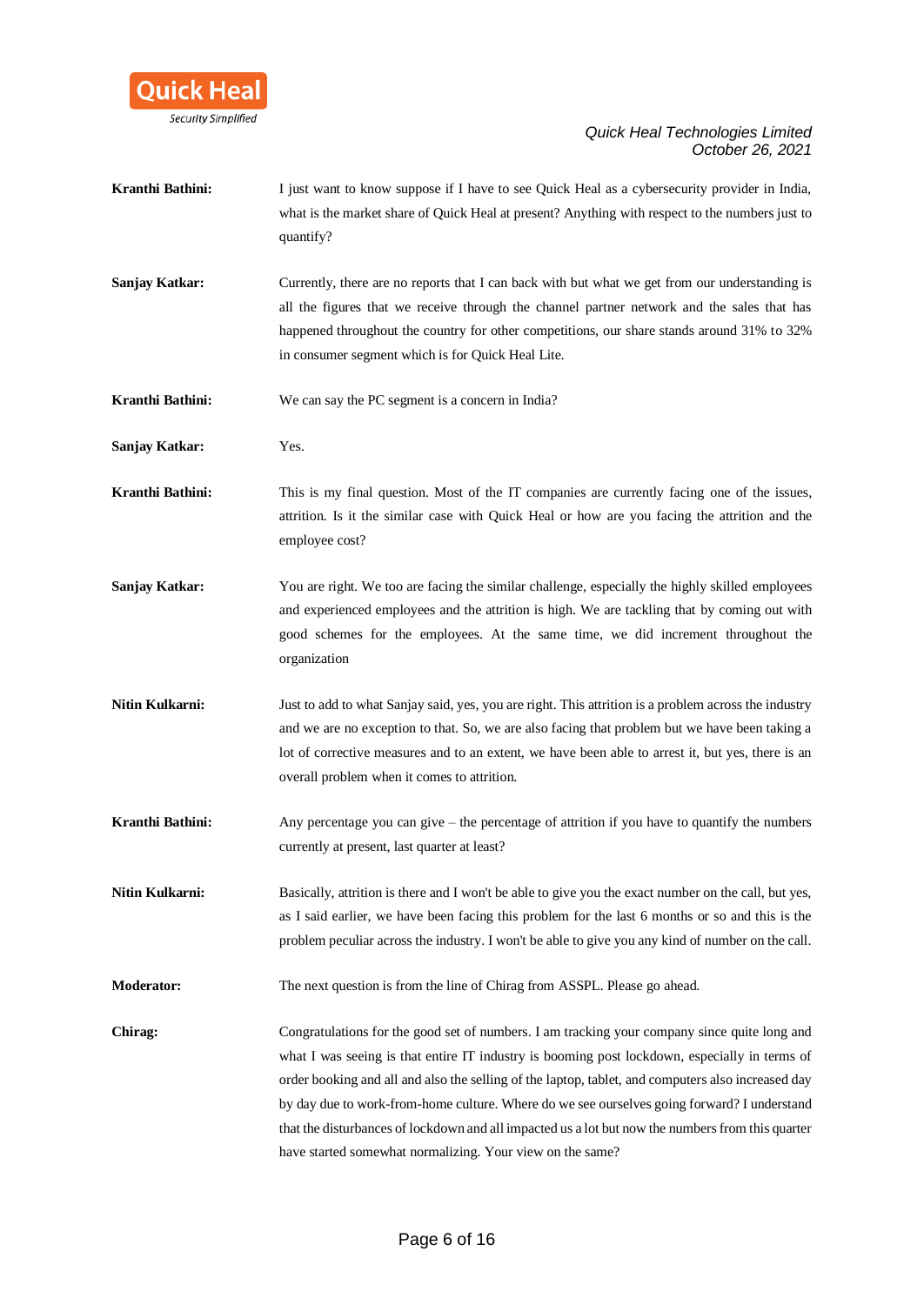**Kranthi Bathini:** I just want to know suppose if I have to see Quick Heal as a cybersecurity provider in India, what is the market share of Quick Heal at present? Anything with respect to the numbers just to quantify?

**Sanjay Katkar:** Currently, there are no reports that I can back with but what we get from our understanding is all the figures that we receive through the channel partner network and the sales that has happened throughout the country for other competitions, our share stands around 31% to 32% in consumer segment which is for Quick Heal Lite.

**Kranthi Bathini:** We can say the PC segment is a concern in India?

**Sanjay Katkar:** Yes.

**Kranthi Bathini:** This is my final question. Most of the IT companies are currently facing one of the issues, attrition. Is it the similar case with Quick Heal or how are you facing the attrition and the employee cost?

**Sanjay Katkar:** You are right. We too are facing the similar challenge, especially the highly skilled employees and experienced employees and the attrition is high. We are tackling that by coming out with good schemes for the employees. At the same time, we did increment throughout the organization

**Nitin Kulkarni:** Just to add to what Sanjay said, yes, you are right. This attrition is a problem across the industry and we are no exception to that. So, we are also facing that problem but we have been taking a lot of corrective measures and to an extent, we have been able to arrest it, but yes, there is an overall problem when it comes to attrition.

**Kranthi Bathini:** Any percentage you can give – the percentage of attrition if you have to quantify the numbers currently at present, last quarter at least?

**Nitin Kulkarni:** Basically, attrition is there and I won't be able to give you the exact number on the call, but yes, as I said earlier, we have been facing this problem for the last 6 months or so and this is the problem peculiar across the industry. I won't be able to give you any kind of number on the call.

**Moderator:** The next question is from the line of Chirag from ASSPL. Please go ahead.

**Chirag:** Congratulations for the good set of numbers. I am tracking your company since quite long and what I was seeing is that entire IT industry is booming post lockdown, especially in terms of order booking and all and also the selling of the laptop, tablet, and computers also increased day by day due to work-from-home culture. Where do we see ourselves going forward? I understand that the disturbances of lockdown and all impacted us a lot but now the numbers from this quarter have started somewhat normalizing. Your view on the same?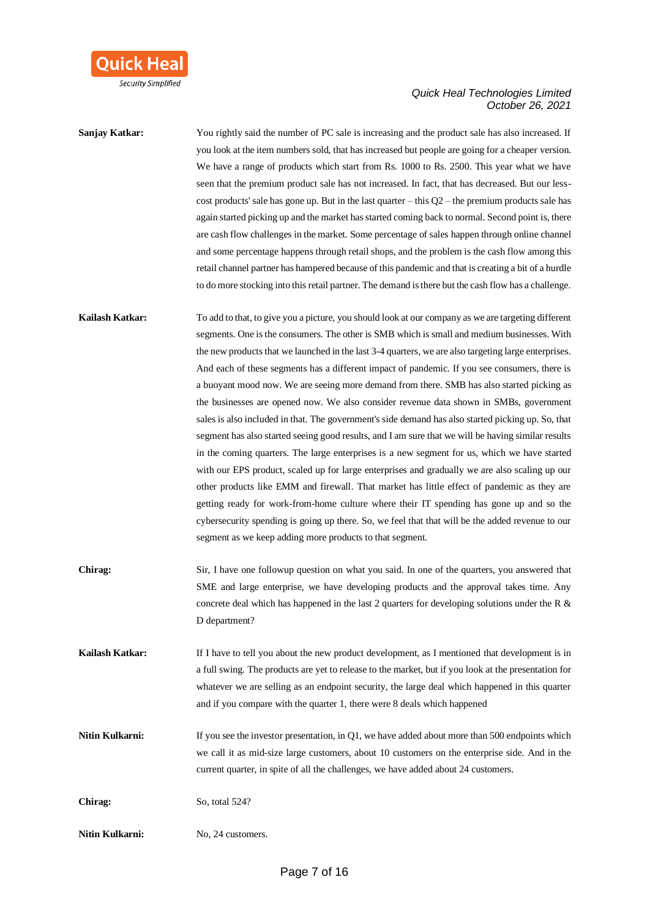**Sanjay Katkar:** You rightly said the number of PC sale is increasing and the product sale has also increased. If you look at the item numbers sold, that has increased but people are going for a cheaper version. We have a range of products which start from Rs. 1000 to Rs. 2500. This year what we have seen that the premium product sale has not increased. In fact, that has decreased. But our less-cost products' sale has gone up. But in the last quarter – this Q2 – the premium products sale has again started picking up and the market has started coming back to normal. Second point is, there are cash flow challenges in the market. Some percentage of sales happen through online channel and some percentage happens through retail shops, and the problem is the cash flow among this retail channel partner has hampered because of this pandemic and that is creating a bit of a hurdle to do more stocking into this retail partner. The demand is there but the cash flow has a challenge.

**Kailash Katkar:** To add to that, to give you a picture, you should look at our company as we are targeting different segments. One is the consumers. The other is SMB which is small and medium businesses. With the new products that we launched in the last 3-4 quarters, we are also targeting large enterprises. And each of these segments has a different impact of pandemic. If you see consumers, there is a buoyant mood now. We are seeing more demand from there. SMB has also started picking as the businesses are opened now. We also consider revenue data shown in SMBs, government sales is also included in that. The government's side demand has also started picking up. So, that segment has also started seeing good results, and I am sure that we will be having similar results in the coming quarters. The large enterprises is a new segment for us, which we have started with our EPS product, scaled up for large enterprises and gradually we are also scaling up our other products like EMM and firewall. That market has little effect of pandemic as they are getting ready for work-from-home culture where their IT spending has gone up and so the cybersecurity spending is going up there. So, we feel that that will be the added revenue to our segment as we keep adding more products to that segment.

**Chirag:** Sir, I have one followup question on what you said. In one of the quarters, you answered that SME and large enterprise, we have developing products and the approval takes time. Any concrete deal which has happened in the last 2 quarters for developing solutions under the R & D department?

**Kailash Katkar:** If I have to tell you about the new product development, as I mentioned that development is in a full swing. The products are yet to release to the market, but if you look at the presentation for whatever we are selling as an endpoint security, the large deal which happened in this quarter and if you compare with the quarter 1, there were 8 deals which happened

**Nitin Kulkarni:** If you see the investor presentation, in Q1, we have added about more than 500 endpoints which we call it as mid-size large customers, about 10 customers on the enterprise side. And in the current quarter, in spite of all the challenges, we have added about 24 customers.

**Chirag:** So, total 524?

**Nitin Kulkarni:** No, 24 customers.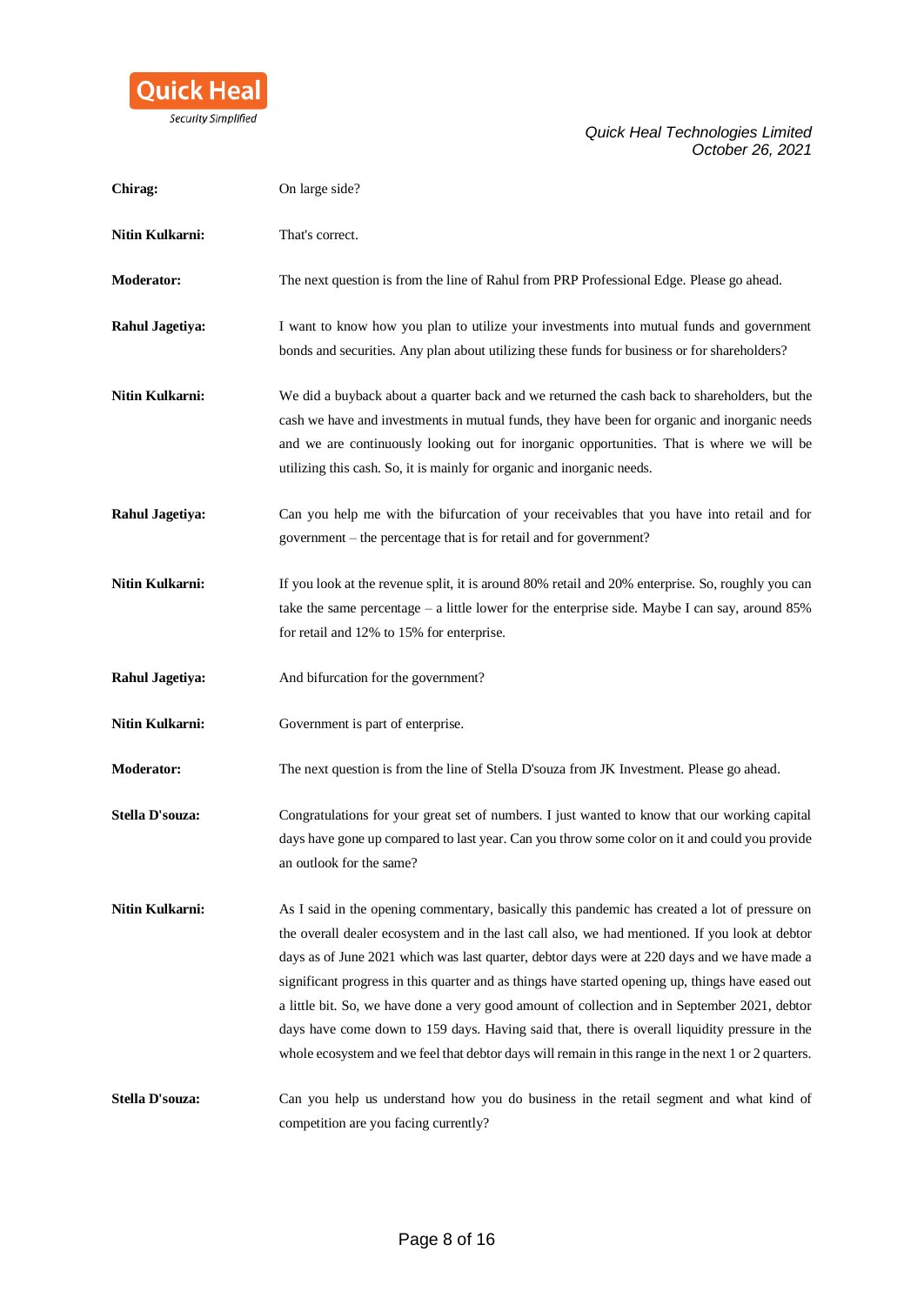**Chirag:** On large side?

**Nitin Kulkarni:** That's correct.

**Moderator:** The next question is from the line of Rahul from PRP Professional Edge. Please go ahead.

**Rahul Jagetiya:** I want to know how you plan to utilize your investments into mutual funds and government bonds and securities. Any plan about utilizing these funds for business or for shareholders?

**Nitin Kulkarni:** We did a buyback about a quarter back and we returned the cash back to shareholders, but the cash we have and investments in mutual funds, they have been for organic and inorganic needs and we are continuously looking out for inorganic opportunities. That is where we will be utilizing this cash. So, it is mainly for organic and inorganic needs.

**Rahul Jagetiya:** Can you help me with the bifurcation of your receivables that you have into retail and for government – the percentage that is for retail and for government?

**Nitin Kulkarni:** If you look at the revenue split, it is around 80% retail and 20% enterprise. So, roughly you can take the same percentage – a little lower for the enterprise side. Maybe I can say, around 85% for retail and 12% to 15% for enterprise.

**Rahul Jagetiya:** And bifurcation for the government?

**Nitin Kulkarni:** Government is part of enterprise.

**Moderator:** The next question is from the line of Stella D'souza from JK Investment. Please go ahead.

**Stella D'souza:** Congratulations for your great set of numbers. I just wanted to know that our working capital days have gone up compared to last year. Can you throw some color on it and could you provide an outlook for the same?

**Nitin Kulkarni:** As I said in the opening commentary, basically this pandemic has created a lot of pressure on the overall dealer ecosystem and in the last call also, we had mentioned. If you look at debtor days as of June 2021 which was last quarter, debtor days were at 220 days and we have made a significant progress in this quarter and as things have started opening up, things have eased out a little bit. So, we have done a very good amount of collection and in September 2021, debtor days have come down to 159 days. Having said that, there is overall liquidity pressure in the whole ecosystem and we feel that debtor days will remain in this range in the next 1 or 2 quarters.

**Stella D'souza:** Can you help us understand how you do business in the retail segment and what kind of competition are you facing currently?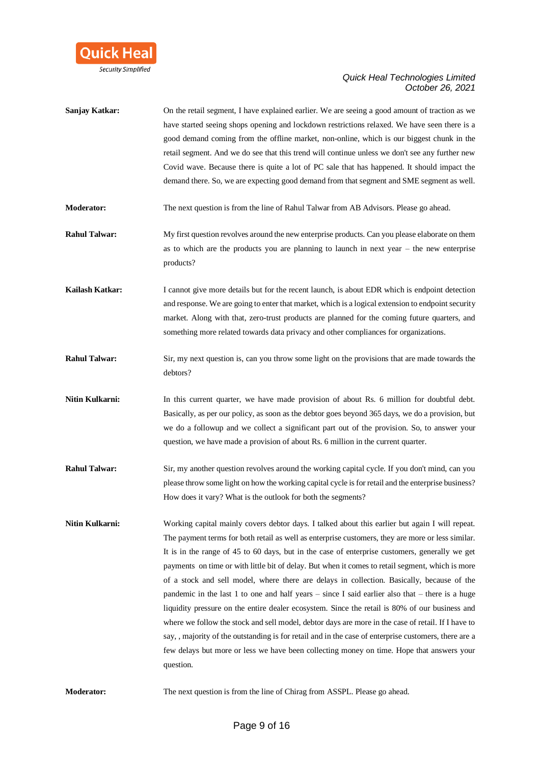**Sanjay Katkar:** On the retail segment, I have explained earlier. We are seeing a good amount of traction as we have started seeing shops opening and lockdown restrictions relaxed. We have seen there is a good demand coming from the offline market, non-online, which is our biggest chunk in the retail segment. And we do see that this trend will continue unless we don't see any further new Covid wave. Because there is quite a lot of PC sale that has happened. It should impact the demand there. So, we are expecting good demand from that segment and SME segment as well.

**Moderator:** The next question is from the line of Rahul Talwar from AB Advisors. Please go ahead.

**Rahul Talwar:** My first question revolves around the new enterprise products. Can you please elaborate on them as to which are the products you are planning to launch in next year – the new enterprise products?

**Kailash Katkar:** I cannot give more details but for the recent launch, is about EDR which is endpoint detection and response. We are going to enter that market, which is a logical extension to endpoint security market. Along with that, zero-trust products are planned for the coming future quarters, and something more related towards data privacy and other compliances for organizations.

**Rahul Talwar:** Sir, my next question is, can you throw some light on the provisions that are made towards the debtors?

**Nitin Kulkarni:** In this current quarter, we have made provision of about Rs. 6 million for doubtful debt. Basically, as per our policy, as soon as the debtor goes beyond 365 days, we do a provision, but we do a followup and we collect a significant part out of the provision. So, to answer your question, we have made a provision of about Rs. 6 million in the current quarter.

**Rahul Talwar:** Sir, my another question revolves around the working capital cycle. If you don't mind, can you please throw some light on how the working capital cycle is for retail and the enterprise business? How does it vary? What is the outlook for both the segments?

**Nitin Kulkarni:** Working capital mainly covers debtor days. I talked about this earlier but again I will repeat. The payment terms for both retail as well as enterprise customers, they are more or less similar. It is in the range of 45 to 60 days, but in the case of enterprise customers, generally we get payments on time or with little bit of delay. But when it comes to retail segment, which is more of a stock and sell model, where there are delays in collection. Basically, because of the pandemic in the last 1 to one and half years – since I said earlier also that – there is a huge liquidity pressure on the entire dealer ecosystem. Since the retail is 80% of our business and where we follow the stock and sell model, debtor days are more in the case of retail. If I have to say, , majority of the outstanding is for retail and in the case of enterprise customers, there are a few delays but more or less we have been collecting money on time. Hope that answers your question.

**Moderator:** The next question is from the line of Chirag from ASSPL. Please go ahead.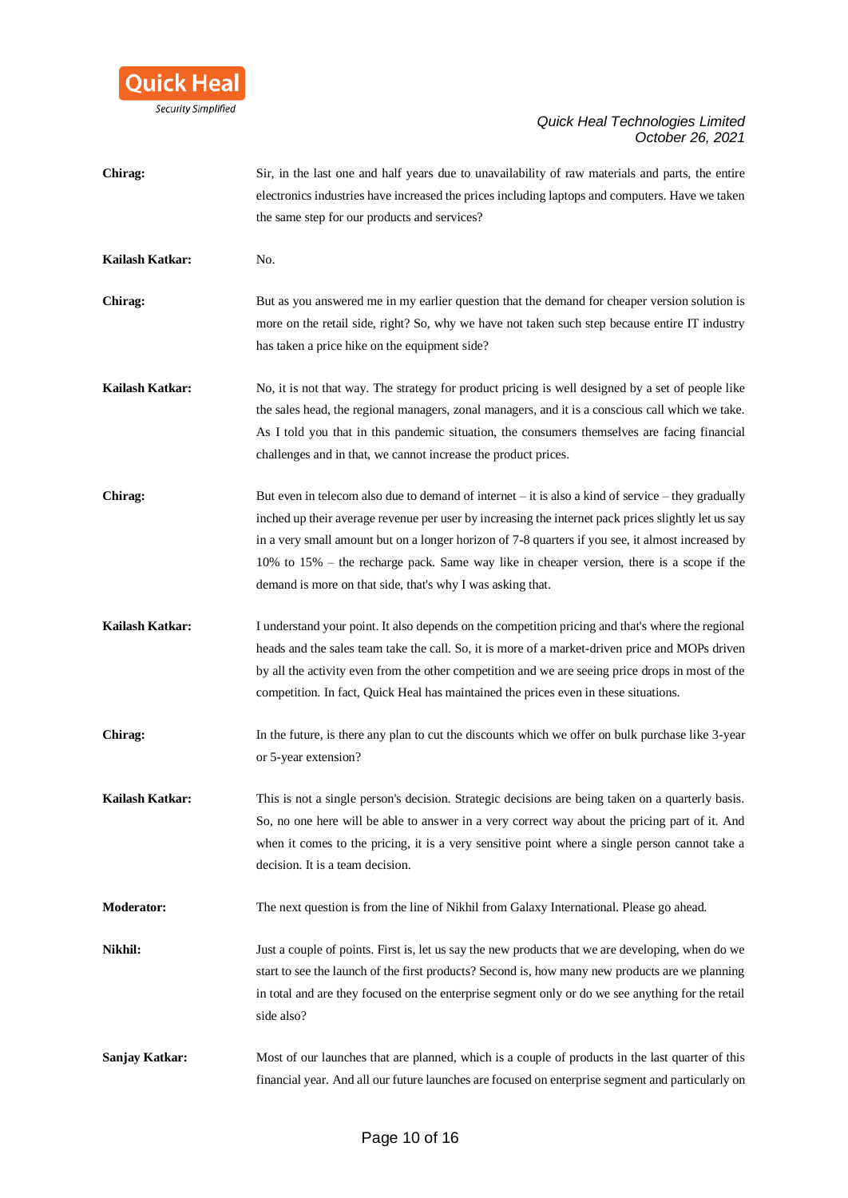**Chirag:** Sir, in the last one and half years due to unavailability of raw materials and parts, the entire electronics industries have increased the prices including laptops and computers. Have we taken the same step for our products and services?

**Kailash Katkar:** No.

**Chirag:** But as you answered me in my earlier question that the demand for cheaper version solution is more on the retail side, right? So, why we have not taken such step because entire IT industry has taken a price hike on the equipment side?

**Kailash Katkar:** No, it is not that way. The strategy for product pricing is well designed by a set of people like the sales head, the regional managers, zonal managers, and it is a conscious call which we take. As I told you that in this pandemic situation, the consumers themselves are facing financial challenges and in that, we cannot increase the product prices.

**Chirag:** But even in telecom also due to demand of internet – it is also a kind of service – they gradually inched up their average revenue per user by increasing the internet pack prices slightly let us say in a very small amount but on a longer horizon of 7-8 quarters if you see, it almost increased by 10% to 15% – the recharge pack. Same way like in cheaper version, there is a scope if the demand is more on that side, that's why I was asking that.

**Kailash Katkar:** I understand your point. It also depends on the competition pricing and that's where the regional heads and the sales team take the call. So, it is more of a market-driven price and MOPs driven by all the activity even from the other competition and we are seeing price drops in most of the competition. In fact, Quick Heal has maintained the prices even in these situations.

**Chirag:** In the future, is there any plan to cut the discounts which we offer on bulk purchase like 3-year or 5-year extension?

**Kailash Katkar:** This is not a single person's decision. Strategic decisions are being taken on a quarterly basis. So, no one here will be able to answer in a very correct way about the pricing part of it. And when it comes to the pricing, it is a very sensitive point where a single person cannot take a decision. It is a team decision.

**Moderator:** The next question is from the line of Nikhil from Galaxy International. Please go ahead.

**Nikhil:** Just a couple of points. First is, let us say the new products that we are developing, when do we start to see the launch of the first products? Second is, how many new products are we planning in total and are they focused on the enterprise segment only or do we see anything for the retail side also?

**Sanjay Katkar:** Most of our launches that are planned, which is a couple of products in the last quarter of this financial year. And all our future launches are focused on enterprise segment and particularly on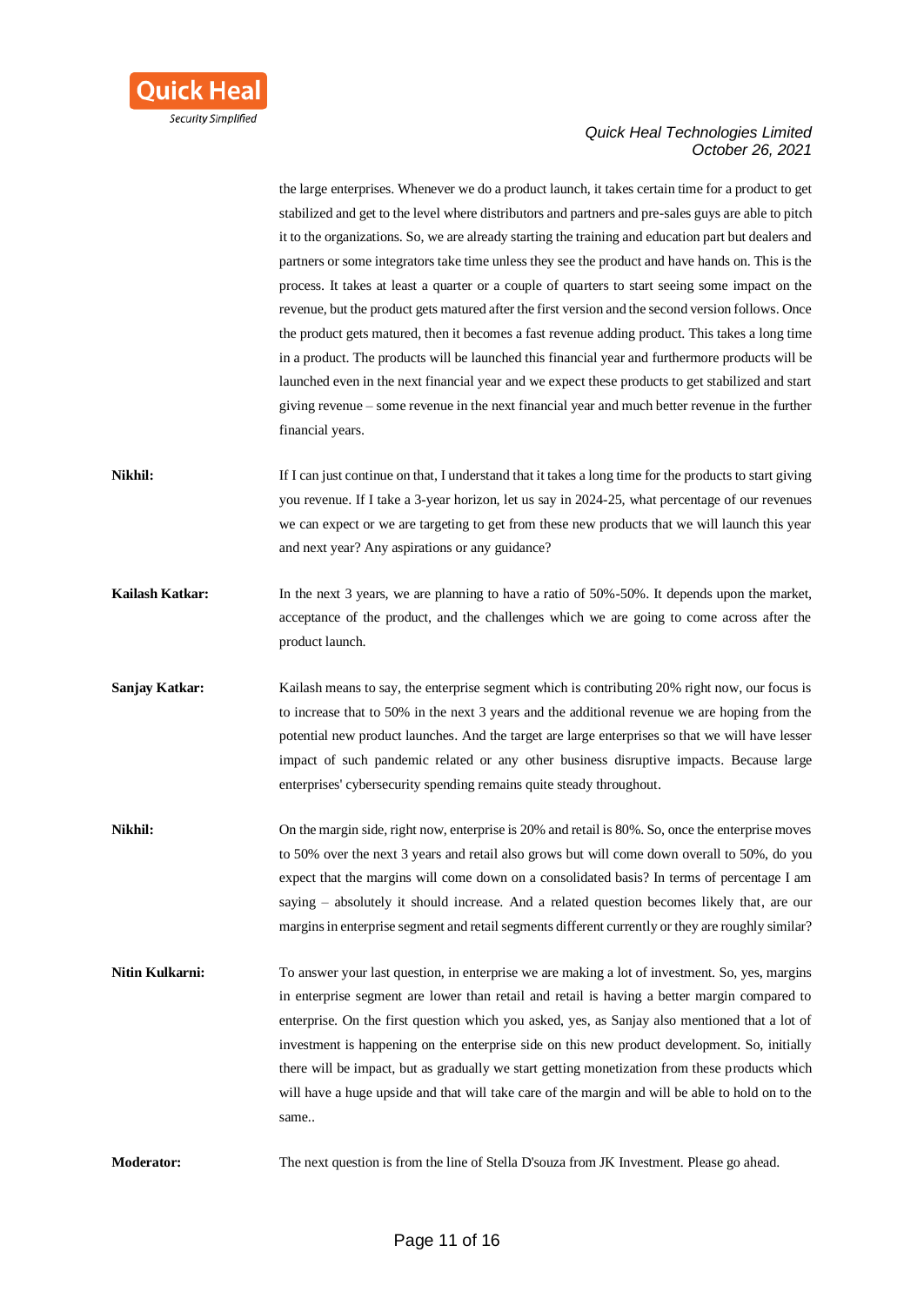the large enterprises. Whenever we do a product launch, it takes certain time for a product to get stabilized and get to the level where distributors and partners and pre-sales guys are able to pitch it to the organizations. So, we are already starting the training and education part but dealers and partners or some integrators take time unless they see the product and have hands on. This is the process. It takes at least a quarter or a couple of quarters to start seeing some impact on the revenue, but the product gets matured after the first version and the second version follows. Once the product gets matured, then it becomes a fast revenue adding product. This takes a long time in a product. The products will be launched this financial year and furthermore products will be launched even in the next financial year and we expect these products to get stabilized and start giving revenue – some revenue in the next financial year and much better revenue in the further financial years.

**Nikhil:** If I can just continue on that, I understand that it takes a long time for the products to start giving you revenue. If I take a 3-year horizon, let us say in 2024-25, what percentage of our revenues we can expect or we are targeting to get from these new products that we will launch this year and next year? Any aspirations or any guidance?

**Kailash Katkar:** In the next 3 years, we are planning to have a ratio of 50%-50%. It depends upon the market, acceptance of the product, and the challenges which we are going to come across after the product launch.

**Sanjay Katkar:** Kailash means to say, the enterprise segment which is contributing 20% right now, our focus is to increase that to 50% in the next 3 years and the additional revenue we are hoping from the potential new product launches. And the target are large enterprises so that we will have lesser impact of such pandemic related or any other business disruptive impacts. Because large enterprises' cybersecurity spending remains quite steady throughout.

**Nikhil:** On the margin side, right now, enterprise is 20% and retail is 80%. So, once the enterprise moves to 50% over the next 3 years and retail also grows but will come down overall to 50%, do you expect that the margins will come down on a consolidated basis? In terms of percentage I am saying – absolutely it should increase. And a related question becomes likely that, are our margins in enterprise segment and retail segments different currently or they are roughly similar?

**Nitin Kulkarni:** To answer your last question, in enterprise we are making a lot of investment. So, yes, margins in enterprise segment are lower than retail and retail is having a better margin compared to enterprise. On the first question which you asked, yes, as Sanjay also mentioned that a lot of investment is happening on the enterprise side on this new product development. So, initially there will be impact, but as gradually we start getting monetization from these products which will have a huge upside and that will take care of the margin and will be able to hold on to the same..

**Moderator:** The next question is from the line of Stella D'souza from JK Investment. Please go ahead.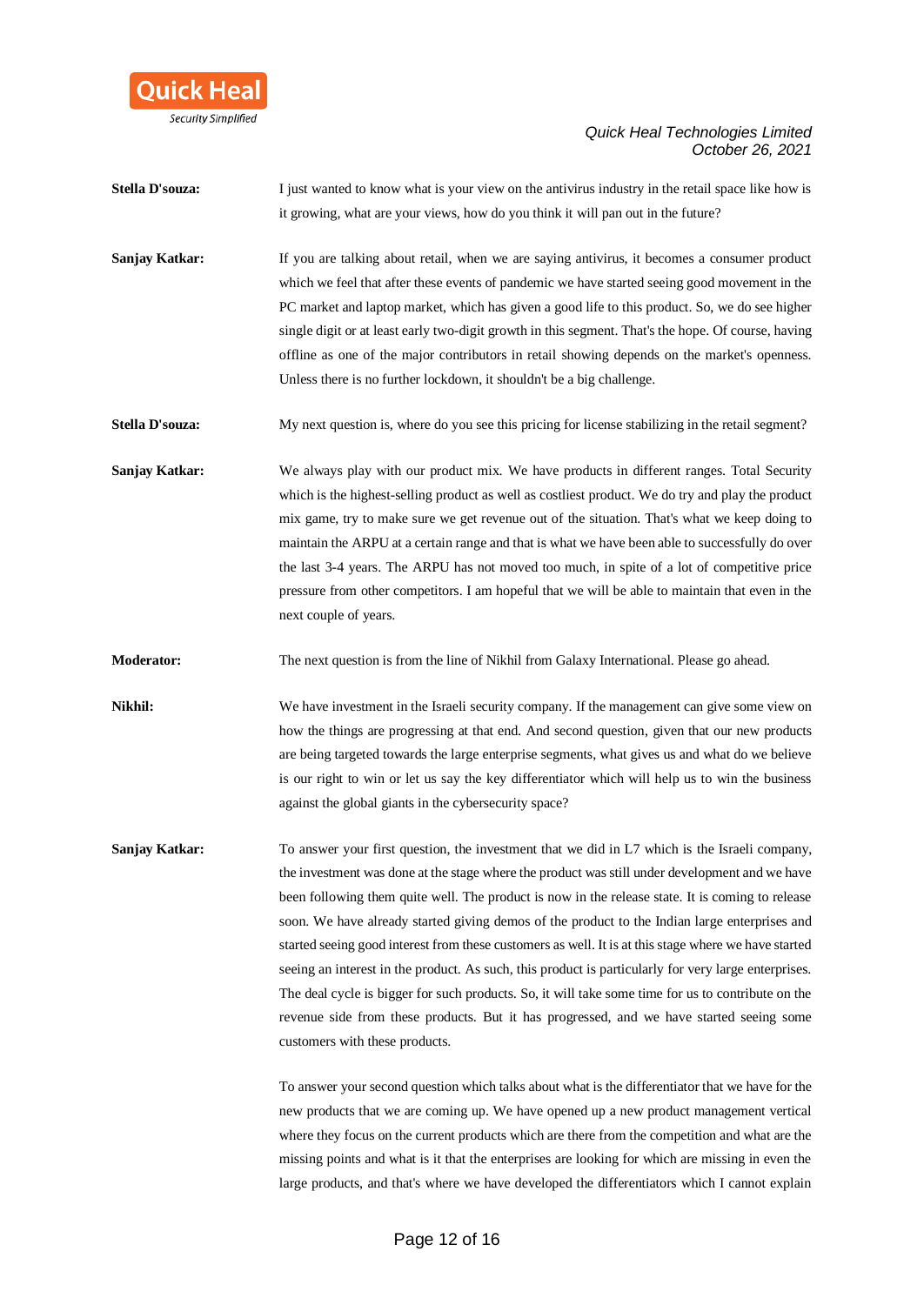**Stella D'souza:** I just wanted to know what is your view on the antivirus industry in the retail space like how is it growing, what are your views, how do you think it will pan out in the future?

**Sanjay Katkar:** If you are talking about retail, when we are saying antivirus, it becomes a consumer product which we feel that after these events of pandemic we have started seeing good movement in the PC market and laptop market, which has given a good life to this product. So, we do see higher single digit or at least early two-digit growth in this segment. That's the hope. Of course, having offline as one of the major contributors in retail showing depends on the market's openness. Unless there is no further lockdown, it shouldn't be a big challenge.

**Stella D'souza:** My next question is, where do you see this pricing for license stabilizing in the retail segment?

**Sanjay Katkar:** We always play with our product mix. We have products in different ranges. Total Security which is the highest-selling product as well as costliest product. We do try and play the product mix game, try to make sure we get revenue out of the situation. That's what we keep doing to maintain the ARPU at a certain range and that is what we have been able to successfully do over the last 3-4 years. The ARPU has not moved too much, in spite of a lot of competitive price pressure from other competitors. I am hopeful that we will be able to maintain that even in the next couple of years.

**Moderator:** The next question is from the line of Nikhil from Galaxy International. Please go ahead.

**Nikhil:** We have investment in the Israeli security company. If the management can give some view on how the things are progressing at that end. And second question, given that our new products are being targeted towards the large enterprise segments, what gives us and what do we believe is our right to win or let us say the key differentiator which will help us to win the business against the global giants in the cybersecurity space?

**Sanjay Katkar:** To answer your first question, the investment that we did in L7 which is the Israeli company, the investment was done at the stage where the product was still under development and we have been following them quite well. The product is now in the release state. It is coming to release soon. We have already started giving demos of the product to the Indian large enterprises and started seeing good interest from these customers as well. It is at this stage where we have started seeing an interest in the product. As such, this product is particularly for very large enterprises. The deal cycle is bigger for such products. So, it will take some time for us to contribute on the revenue side from these products. But it has progressed, and we have started seeing some customers with these products.

To answer your second question which talks about what is the differentiator that we have for the new products that we are coming up. We have opened up a new product management vertical where they focus on the current products which are there from the competition and what are the missing points and what is it that the enterprises are looking for which are missing in even the large products, and that's where we have developed the differentiators which I cannot explain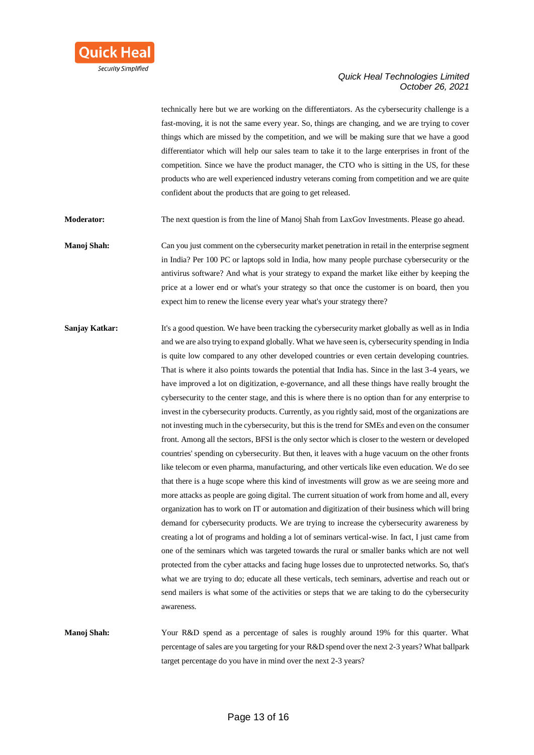technically here but we are working on the differentiators. As the cybersecurity challenge is a fast-moving, it is not the same every year. So, things are changing, and we are trying to cover things which are missed by the competition, and we will be making sure that we have a good differentiator which will help our sales team to take it to the large enterprises in front of the competition. Since we have the product manager, the CTO who is sitting in the US, for these products who are well experienced industry veterans coming from competition and we are quite confident about the products that are going to get released.

**Moderator:** The next question is from the line of Manoj Shah from LaxGov Investments. Please go ahead.

**Manoj Shah:** Can you just comment on the cybersecurity market penetration in retail in the enterprise segment in India? Per 100 PC or laptops sold in India, how many people purchase cybersecurity or the antivirus software? And what is your strategy to expand the market like either by keeping the price at a lower end or what's your strategy so that once the customer is on board, then you expect him to renew the license every year what's your strategy there?

**Sanjay Katkar:** It's a good question. We have been tracking the cybersecurity market globally as well as in India and we are also trying to expand globally. What we have seen is, cybersecurity spending in India is quite low compared to any other developed countries or even certain developing countries. That is where it also points towards the potential that India has. Since in the last 3-4 years, we have improved a lot on digitization, e-governance, and all these things have really brought the cybersecurity to the center stage, and this is where there is no option than for any enterprise to invest in the cybersecurity products. Currently, as you rightly said, most of the organizations are not investing much in the cybersecurity, but this is the trend for SMEs and even on the consumer front. Among all the sectors, BFSI is the only sector which is closer to the western or developed countries' spending on cybersecurity. But then, it leaves with a huge vacuum on the other fronts like telecom or even pharma, manufacturing, and other verticals like even education. We do see that there is a huge scope where this kind of investments will grow as we are seeing more and more attacks as people are going digital. The current situation of work from home and all, every organization has to work on IT or automation and digitization of their business which will bring demand for cybersecurity products. We are trying to increase the cybersecurity awareness by creating a lot of programs and holding a lot of seminars vertical-wise. In fact, I just came from one of the seminars which was targeted towards the rural or smaller banks which are not well protected from the cyber attacks and facing huge losses due to unprotected networks. So, that's what we are trying to do; educate all these verticals, tech seminars, advertise and reach out or send mailers is what some of the activities or steps that we are taking to do the cybersecurity awareness.

**Manoj Shah:** Your R&D spend as a percentage of sales is roughly around 19% for this quarter. What percentage of sales are you targeting for your R&D spend over the next 2-3 years? What ballpark target percentage do you have in mind over the next 2-3 years?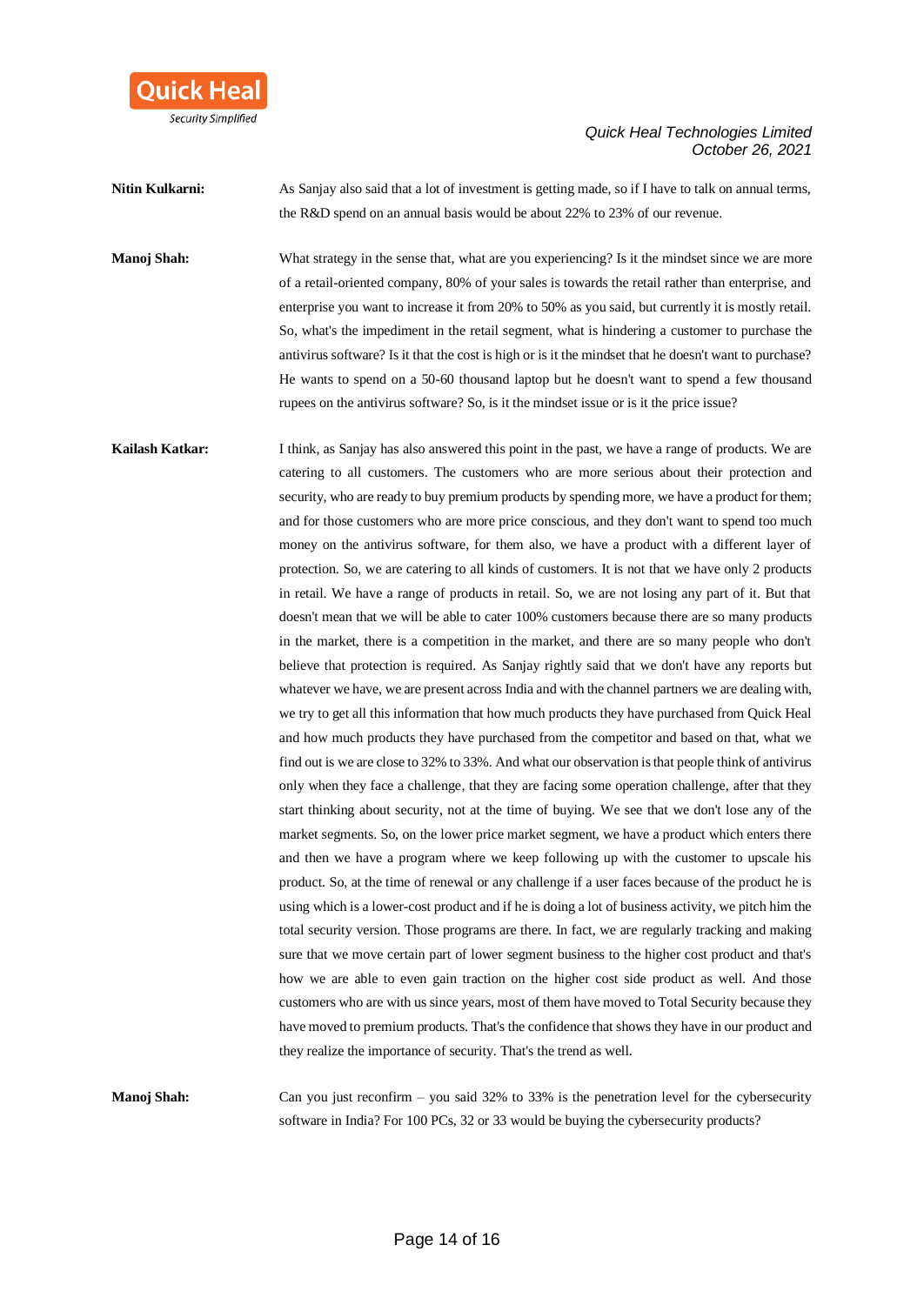**Nitin Kulkarni:** As Sanjay also said that a lot of investment is getting made, so if I have to talk on annual terms, the R&D spend on an annual basis would be about 22% to 23% of our revenue.

**Manoj Shah:** What strategy in the sense that, what are you experiencing? Is it the mindset since we are more of a retail-oriented company, 80% of your sales is towards the retail rather than enterprise, and enterprise you want to increase it from 20% to 50% as you said, but currently it is mostly retail. So, what's the impediment in the retail segment, what is hindering a customer to purchase the antivirus software? Is it that the cost is high or is it the mindset that he doesn't want to purchase? He wants to spend on a 50-60 thousand laptop but he doesn't want to spend a few thousand rupees on the antivirus software? So, is it the mindset issue or is it the price issue?

**Kailash Katkar:** I think, as Sanjay has also answered this point in the past, we have a range of products. We are catering to all customers. The customers who are more serious about their protection and security, who are ready to buy premium products by spending more, we have a product for them; and for those customers who are more price conscious, and they don't want to spend too much money on the antivirus software, for them also, we have a product with a different layer of protection. So, we are catering to all kinds of customers. It is not that we have only 2 products in retail. We have a range of products in retail. So, we are not losing any part of it. But that doesn't mean that we will be able to cater 100% customers because there are so many products in the market, there is a competition in the market, and there are so many people who don't believe that protection is required. As Sanjay rightly said that we don't have any reports but whatever we have, we are present across India and with the channel partners we are dealing with, we try to get all this information that how much products they have purchased from Quick Heal and how much products they have purchased from the competitor and based on that, what we find out is we are close to 32% to 33%. And what our observation is that people think of antivirus only when they face a challenge, that they are facing some operation challenge, after that they start thinking about security, not at the time of buying. We see that we don't lose any of the market segments. So, on the lower price market segment, we have a product which enters there and then we have a program where we keep following up with the customer to upscale his product. So, at the time of renewal or any challenge if a user faces because of the product he is using which is a lower-cost product and if he is doing a lot of business activity, we pitch him the total security version. Those programs are there. In fact, we are regularly tracking and making sure that we move certain part of lower segment business to the higher cost product and that's how we are able to even gain traction on the higher cost side product as well. And those customers who are with us since years, most of them have moved to Total Security because they have moved to premium products. That's the confidence that shows they have in our product and they realize the importance of security. That's the trend as well.

**Manoj Shah:** Can you just reconfirm – you said 32% to 33% is the penetration level for the cybersecurity software in India? For 100 PCs, 32 or 33 would be buying the cybersecurity products?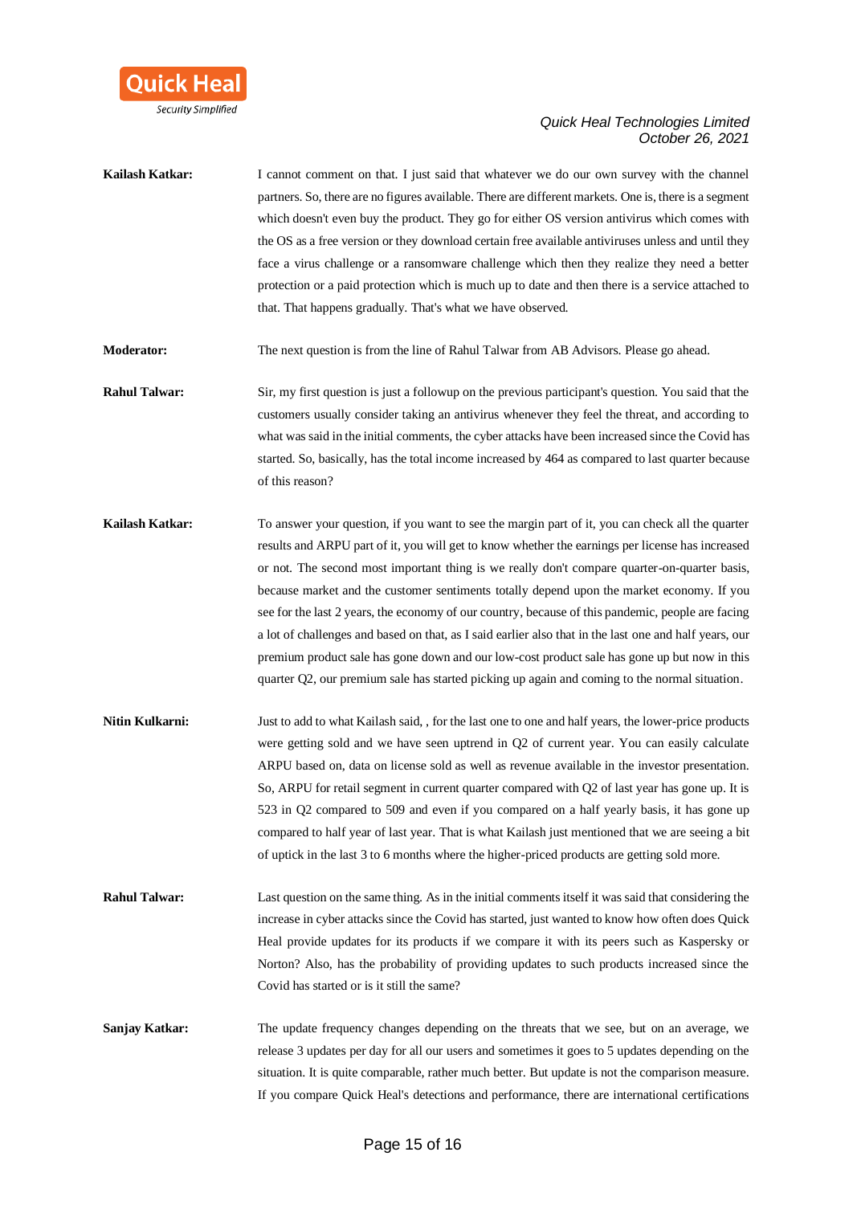**Kailash Katkar:** I cannot comment on that. I just said that whatever we do our own survey with the channel partners. So, there are no figures available. There are different markets. One is, there is a segment which doesn't even buy the product. They go for either OS version antivirus which comes with the OS as a free version or they download certain free available antiviruses unless and until they face a virus challenge or a ransomware challenge which then they realize they need a better protection or a paid protection which is much up to date and then there is a service attached to that. That happens gradually. That's what we have observed.

**Moderator:** The next question is from the line of Rahul Talwar from AB Advisors. Please go ahead.

**Rahul Talwar:** Sir, my first question is just a followup on the previous participant's question. You said that the customers usually consider taking an antivirus whenever they feel the threat, and according to what was said in the initial comments, the cyber attacks have been increased since the Covid has started. So, basically, has the total income increased by 464 as compared to last quarter because of this reason?

**Kailash Katkar:** To answer your question, if you want to see the margin part of it, you can check all the quarter results and ARPU part of it, you will get to know whether the earnings per license has increased or not. The second most important thing is we really don't compare quarter-on-quarter basis, because market and the customer sentiments totally depend upon the market economy. If you see for the last 2 years, the economy of our country, because of this pandemic, people are facing a lot of challenges and based on that, as I said earlier also that in the last one and half years, our premium product sale has gone down and our low-cost product sale has gone up but now in this quarter Q2, our premium sale has started picking up again and coming to the normal situation.

**Nitin Kulkarni:** Just to add to what Kailash said, , for the last one to one and half years, the lower-price products were getting sold and we have seen uptrend in Q2 of current year. You can easily calculate ARPU based on, data on license sold as well as revenue available in the investor presentation. So, ARPU for retail segment in current quarter compared with Q2 of last year has gone up. It is 523 in Q2 compared to 509 and even if you compared on a half yearly basis, it has gone up compared to half year of last year. That is what Kailash just mentioned that we are seeing a bit of uptick in the last 3 to 6 months where the higher-priced products are getting sold more.

**Rahul Talwar:** Last question on the same thing. As in the initial comments itself it was said that considering the increase in cyber attacks since the Covid has started, just wanted to know how often does Quick Heal provide updates for its products if we compare it with its peers such as Kaspersky or Norton? Also, has the probability of providing updates to such products increased since the Covid has started or is it still the same?

**Sanjay Katkar:** The update frequency changes depending on the threats that we see, but on an average, we release 3 updates per day for all our users and sometimes it goes to 5 updates depending on the situation. It is quite comparable, rather much better. But update is not the comparison measure. If you compare Quick Heal's detections and performance, there are international certifications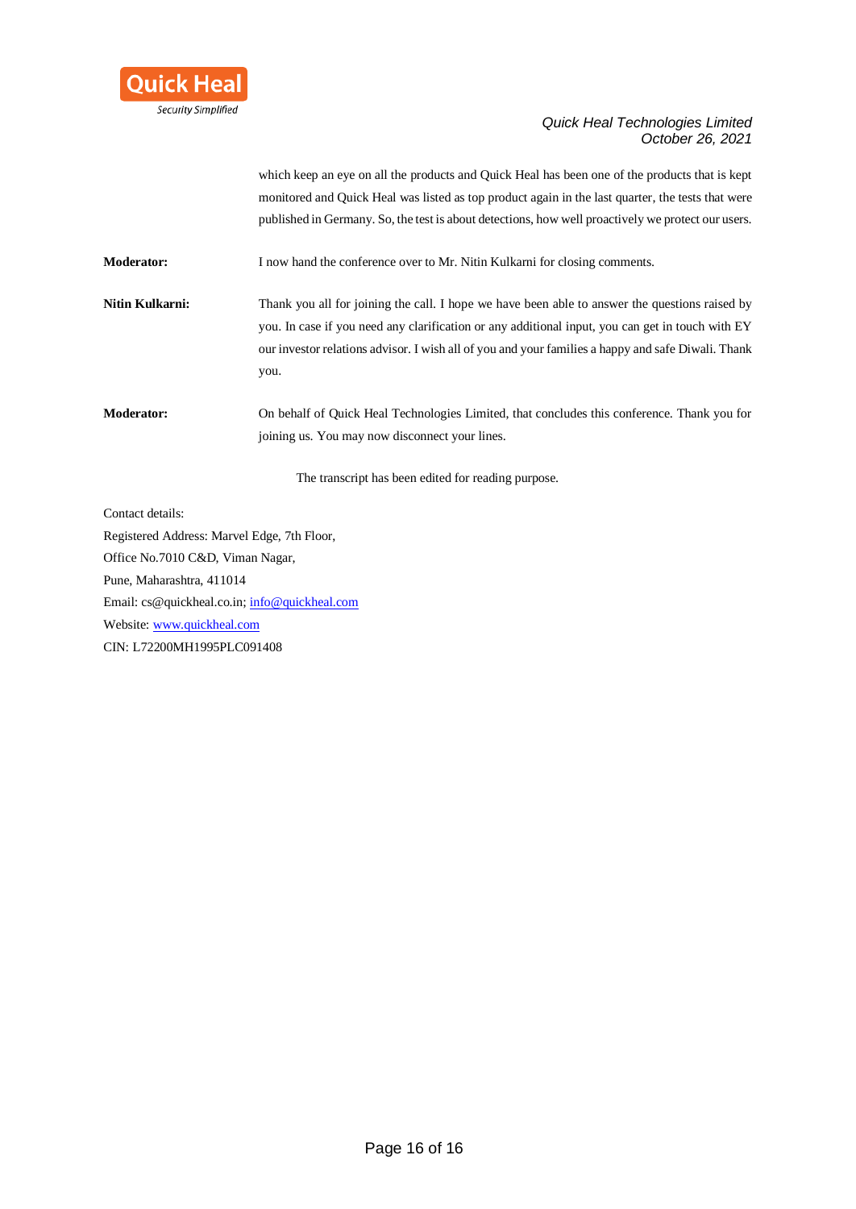which keep an eye on all the products and Quick Heal has been one of the products that is kept monitored and Quick Heal was listed as top product again in the last quarter, the tests that were published in Germany. So, the test is about detections, how well proactively we protect our users.

**Moderator:** I now hand the conference over to Mr. Nitin Kulkarni for closing comments.

**Nitin Kulkarni:** Thank you all for joining the call. I hope we have been able to answer the questions raised by you. In case if you need any clarification or any additional input, you can get in touch with EY our investor relations advisor. I wish all of you and your families a happy and safe Diwali. Thank you.

**Moderator:** On behalf of Quick Heal Technologies Limited, that concludes this conference. Thank you for joining us. You may now disconnect your lines.

The transcript has been edited for reading purpose.

Contact details:
Registered Address: Marvel Edge, 7th Floor,
Office No.7010 C&D, Viman Nagar,
Pune, Maharashtra, 411014
Email: cs@quickheal.co.in; info@quickheal.com
Website: www.quickheal.com
CIN: L72200MH1995PLC091408